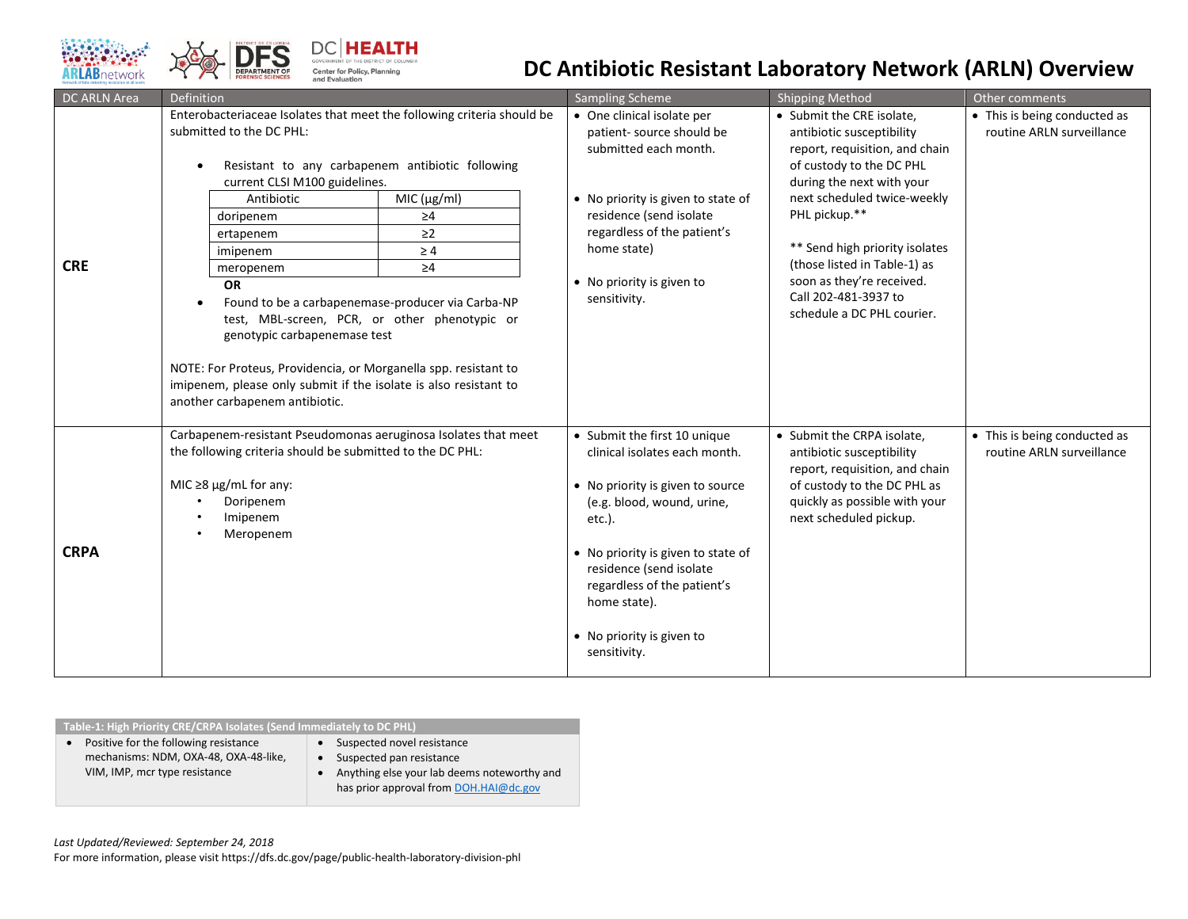# DC Antibiotic Resistant Laboratory Network (ARLN) Overview

| DC ARLN Area | Definition | Sampling Scheme | Shipping Method | Other comments |
|---|---|---|---|---|
| **CRE** | Enterobacteriaceae Isolates that meet the following criteria should be submitted to the DC PHL:<br><br>• Resistant to any carbapenem antibiotic following current CLSI M100 guidelines.<br><br>Antibiotic: MIC (µg/ml)<br>doripenem: ≥4<br>ertapenem: ≥2<br>imipenem: ≥ 4<br>meropenem: ≥4<br><br>**OR**<br>• Found to be a carbapenemase-producer via Carba-NP test, MBL-screen, PCR, or other phenotypic or genotypic carbapenemase test<br><br>NOTE: For Proteus, Providencia, or Morganella spp. resistant to imipenem, please only submit if the isolate is also resistant to another carbapenem antibiotic. | • One clinical isolate per patient- source should be submitted each month.<br><br>• No priority is given to state of residence (send isolate regardless of the patient's home state)<br><br>• No priority is given to sensitivity. | • Submit the CRE isolate, antibiotic susceptibility report, requisition, and chain of custody to the DC PHL during the next with your next scheduled twice-weekly PHL pickup.**<br><br>** Send high priority isolates (those listed in Table-1) as soon as they're received. Call 202-481-3937 to schedule a DC PHL courier. | • This is being conducted as routine ARLN surveillance |
| **CRPA** | Carbapenem-resistant Pseudomonas aeruginosa Isolates that meet the following criteria should be submitted to the DC PHL:<br><br>MIC ≥8 µg/mL for any:<br>• Doripenem<br>• Imipenem<br>• Meropenem | • Submit the first 10 unique clinical isolates each month.<br><br>• No priority is given to source (e.g. blood, wound, urine, etc.).<br><br>• No priority is given to state of residence (send isolate regardless of the patient's home state).<br><br>• No priority is given to sensitivity. | • Submit the CRPA isolate, antibiotic susceptibility report, requisition, and chain of custody to the DC PHL as quickly as possible with your next scheduled pickup. | • This is being conducted as routine ARLN surveillance |

| Table-1: High Priority CRE/CRPA Isolates (Send Immediately to DC PHL) | |
|---|---|
| • Positive for the following resistance mechanisms: NDM, OXA-48, OXA-48-like, VIM, IMP, mcr type resistance | • Suspected novel resistance<br>• Suspected pan resistance<br>• Anything else your lab deems noteworthy and has prior approval from DOH.HAI@dc.gov |

*Last Updated/Reviewed: September 24, 2018*

For more information, please visit https://dfs.dc.gov/page/public-health-laboratory-division-phl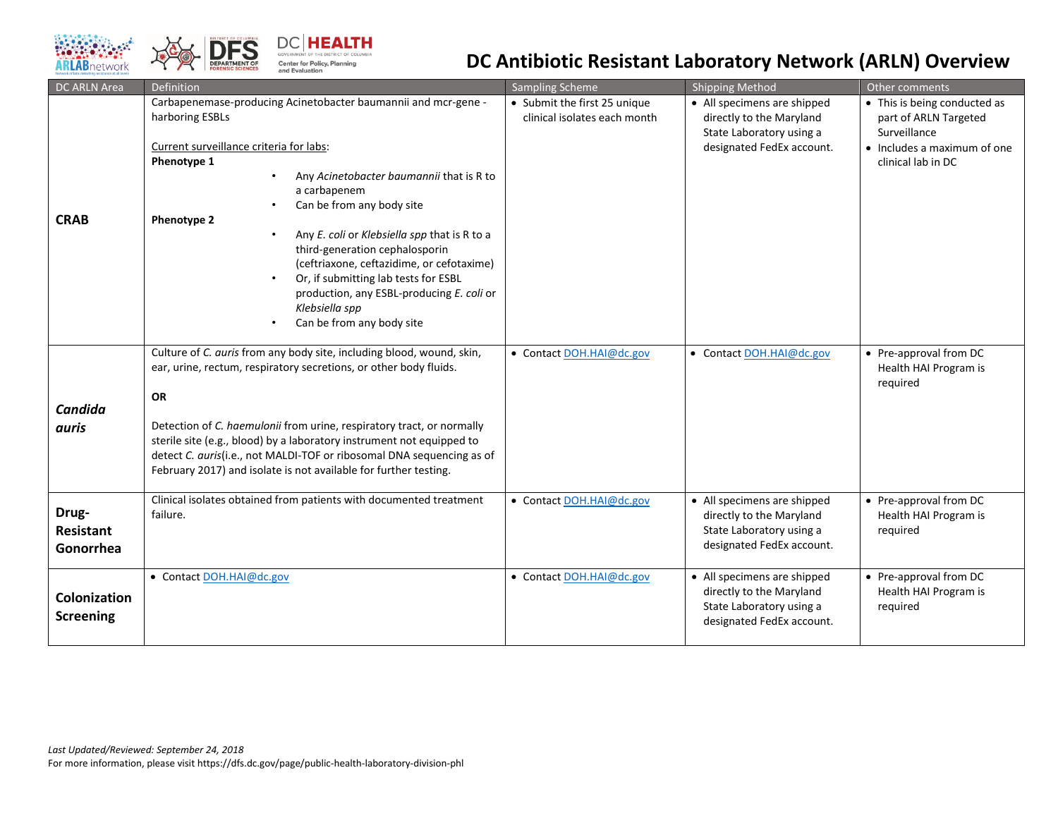# DC Antibiotic Resistant Laboratory Network (ARLN) Overview

| DC ARLN Area | Definition | Sampling Scheme | Shipping Method | Other comments |
|---|---|---|---|---|
| **CRAB** | Carbapenemase-producing Acinetobacter baumannii and mcr-gene -harboring ESBLs<br><br><u>Current surveillance criteria for labs</u>:<br>**Phenotype 1**<br>• Any *Acinetobacter baumannii* that is R to a carbapenem<br>• Can be from any body site<br>**Phenotype 2**<br>• Any *E. coli* or *Klebsiella spp* that is R to a third-generation cephalosporin (ceftriaxone, ceftazidime, or cefotaxime)<br>• Or, if submitting lab tests for ESBL production, any ESBL-producing *E. coli* or *Klebsiella spp*<br>• Can be from any body site | • Submit the first 25 unique clinical isolates each month | • All specimens are shipped directly to the Maryland State Laboratory using a designated FedEx account. | • This is being conducted as part of ARLN Targeted Surveillance<br>• Includes a maximum of one clinical lab in DC |
| ***Candida auris*** | Culture of *C. auris* from any body site, including blood, wound, skin, ear, urine, rectum, respiratory secretions, or other body fluids.<br><br>**OR**<br><br>Detection of *C. haemulonii* from urine, respiratory tract, or normally sterile site (e.g., blood) by a laboratory instrument not equipped to detect *C. auris*(i.e., not MALDI-TOF or ribosomal DNA sequencing as of February 2017) and isolate is not available for further testing. | • Contact DOH.HAI@dc.gov | • Contact DOH.HAI@dc.gov | • Pre-approval from DC Health HAI Program is required |
| **Drug-Resistant Gonorrhea** | Clinical isolates obtained from patients with documented treatment failure. | • Contact DOH.HAI@dc.gov | • All specimens are shipped directly to the Maryland State Laboratory using a designated FedEx account. | • Pre-approval from DC Health HAI Program is required |
| **Colonization Screening** | • Contact DOH.HAI@dc.gov | • Contact DOH.HAI@dc.gov | • All specimens are shipped directly to the Maryland State Laboratory using a designated FedEx account. | • Pre-approval from DC Health HAI Program is required |

*Last Updated/Reviewed: September 24, 2018*

For more information, please visit https://dfs.dc.gov/page/public-health-laboratory-division-phl